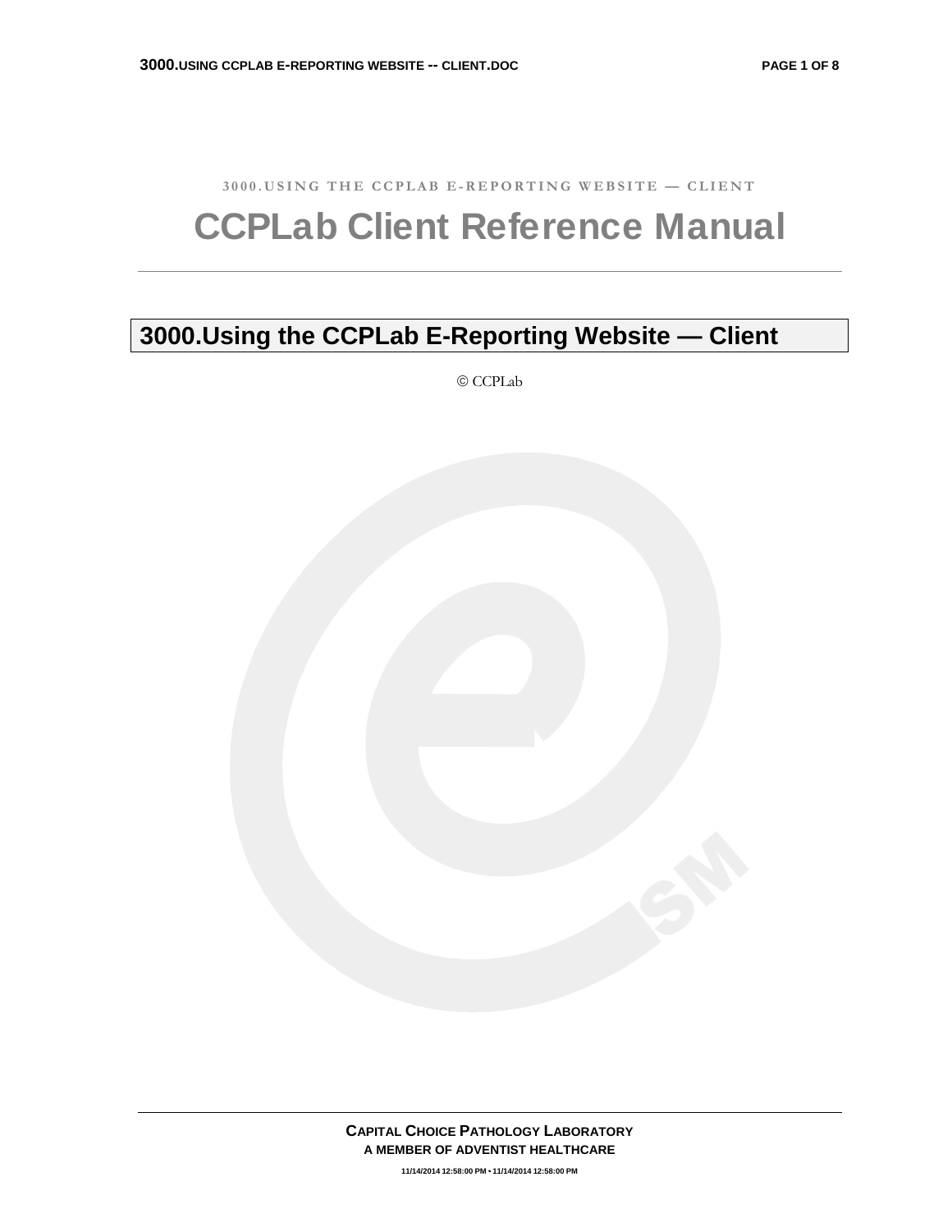3000.USING THE CCPLAB E-REPORTING WEBSITE — CLIENT

# CCPLab Client Reference Manual

## 3000.Using the CCPLab E-Reporting Website — Client

© CCPLab

**CAPITAL CHOICE PATHOLOGY LABORATORY**
**A MEMBER OF ADVENTIST HEALTHCARE**

11/14/2014 12:58:00 PM • 11/14/2014 12:58:00 PM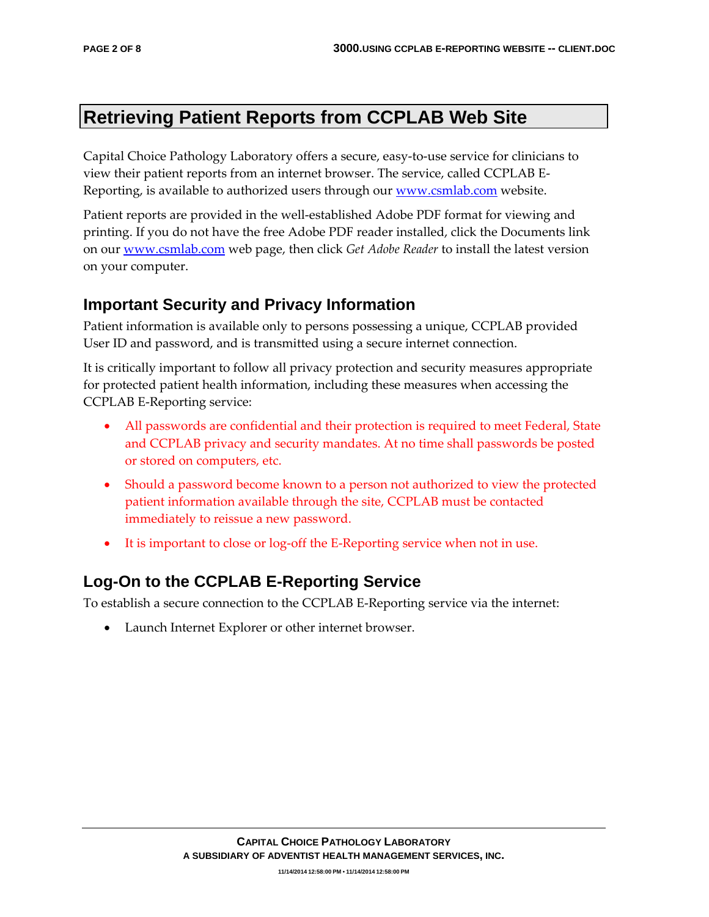# Retrieving Patient Reports from CCPLAB Web Site

Capital Choice Pathology Laboratory offers a secure, easy-to-use service for clinicians to view their patient reports from an internet browser. The service, called CCPLAB E-Reporting, is available to authorized users through our [www.csmlab.com](www.csmlab.com) website.

Patient reports are provided in the well-established Adobe PDF format for viewing and printing. If you do not have the free Adobe PDF reader installed, click the Documents link on our [www.csmlab.com](www.csmlab.com) web page, then click *Get Adobe Reader* to install the latest version on your computer.

## Important Security and Privacy Information

Patient information is available only to persons possessing a unique, CCPLAB provided User ID and password, and is transmitted using a secure internet connection.

It is critically important to follow all privacy protection and security measures appropriate for protected patient health information, including these measures when accessing the CCPLAB E-Reporting service:

- All passwords are confidential and their protection is required to meet Federal, State and CCPLAB privacy and security mandates. At no time shall passwords be posted or stored on computers, etc.
- Should a password become known to a person not authorized to view the protected patient information available through the site, CCPLAB must be contacted immediately to reissue a new password.
- It is important to close or log-off the E-Reporting service when not in use.

## Log-On to the CCPLAB E-Reporting Service

To establish a secure connection to the CCPLAB E-Reporting service via the internet:

- Launch Internet Explorer or other internet browser.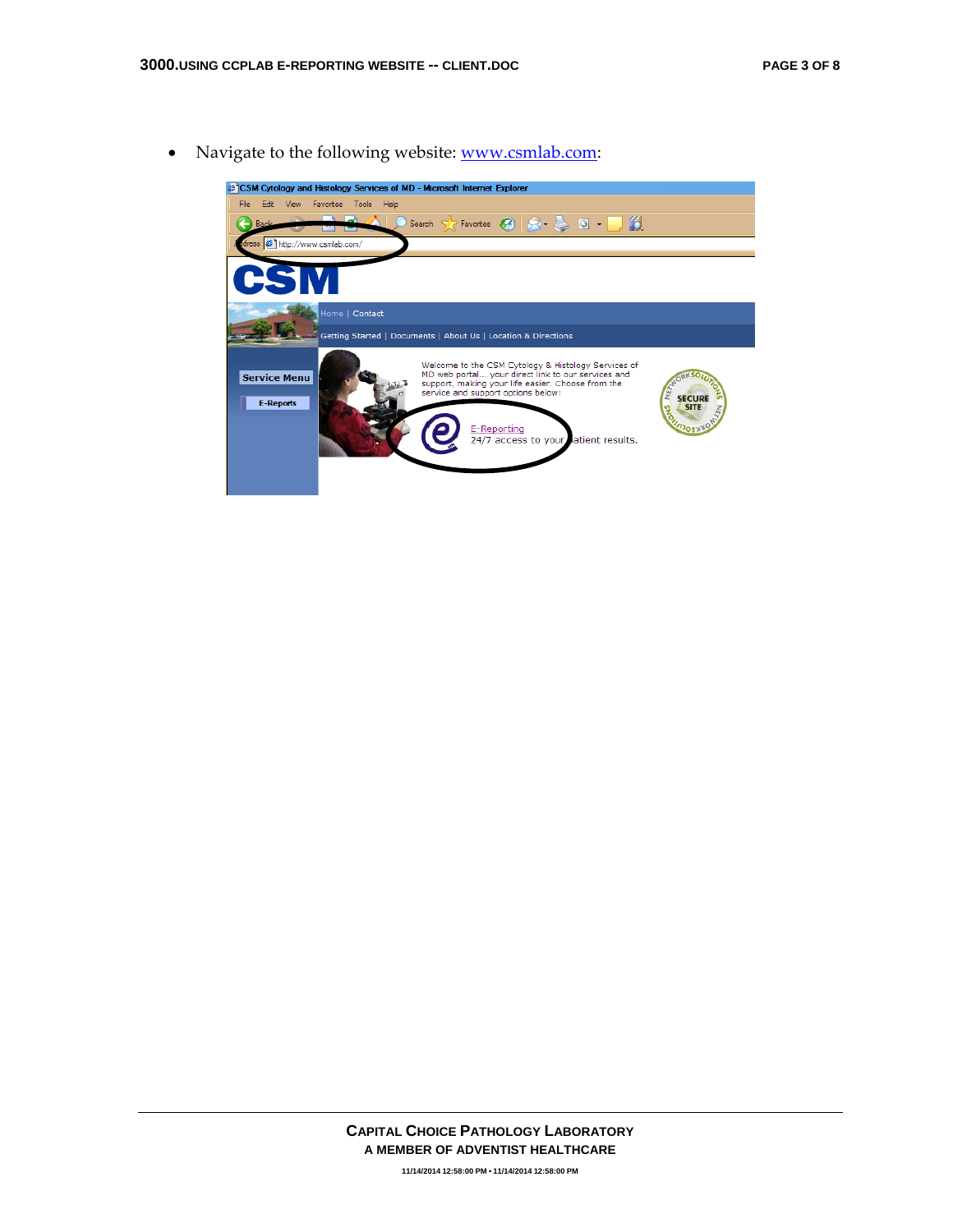- Navigate to the following website: [www.csmlab.com](http://www.csmlab.com):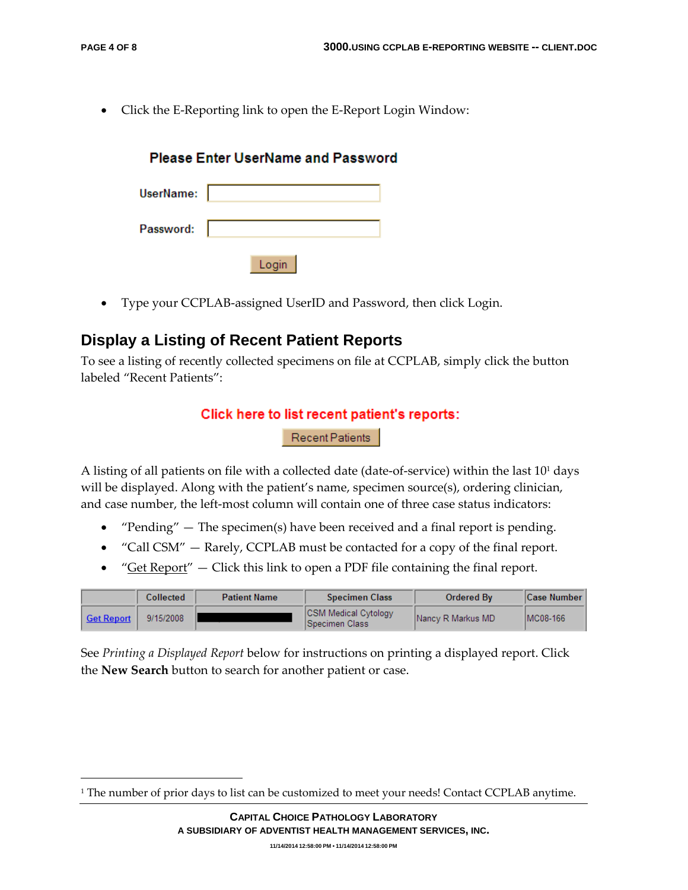- Click the E-Reporting link to open the E-Report Login Window:

**Please Enter UserName and Password**

UserName:

Password:

Login

- Type your CCPLAB-assigned UserID and Password, then click Login.

## Display a Listing of Recent Patient Reports

To see a listing of recently collected specimens on file at CCPLAB, simply click the button labeled "Recent Patients":

Click here to list recent patient's reports:

Recent Patients

A listing of all patients on file with a collected date (date-of-service) within the last 10[1] days will be displayed. Along with the patient's name, specimen source(s), ordering clinician, and case number, the left-most column will contain one of three case status indicators:

- "Pending" — The specimen(s) have been received and a final report is pending.
- "Call CSM" — Rarely, CCPLAB must be contacted for a copy of the final report.
- "Get Report" — Click this link to open a PDF file containing the final report.

| | Collected | Patient Name | Specimen Class | Ordered By | Case Number |
|---|---|---|---|---|---|
| Get Report | 9/15/2008 | ████████ | CSM Medical Cytology Specimen Class | Nancy R Markus MD | MC08-166 |

See *Printing a Displayed Report* below for instructions on printing a displayed report. Click the **New Search** button to search for another patient or case.

[1] The number of prior days to list can be customized to meet your needs! Contact CCPLAB anytime.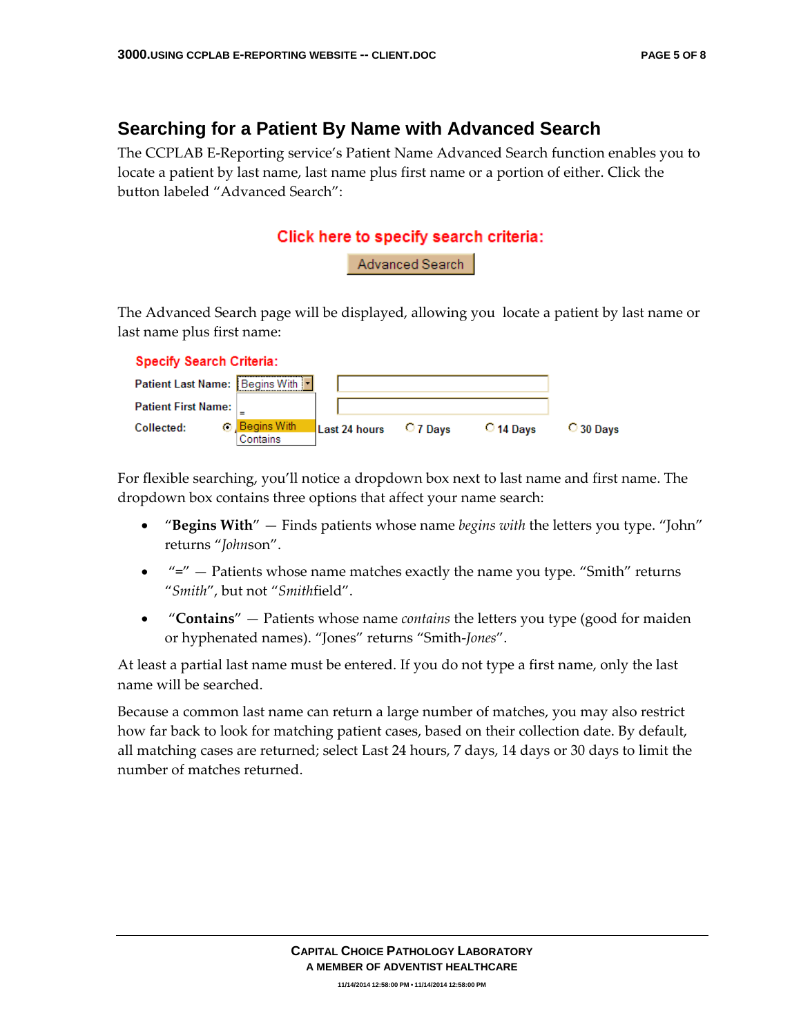## Searching for a Patient By Name with Advanced Search

The CCPLAB E-Reporting service's Patient Name Advanced Search function enables you to locate a patient by last name, last name plus first name or a portion of either. Click the button labeled "Advanced Search":

Click here to specify search criteria:

Advanced Search

The Advanced Search page will be displayed, allowing you locate a patient by last name or last name plus first name:

Specify Search Criteria:

Patient Last Name: Begins With

Patient First Name: =

Collected: Begins With / Contains Last 24 hours 7 Days 14 Days 30 Days

For flexible searching, you'll notice a dropdown box next to last name and first name. The dropdown box contains three options that affect your name search:

- "**Begins With**" — Finds patients whose name *begins with* the letters you type. "John" returns "*John*son".
- "**=**" — Patients whose name matches exactly the name you type. "Smith" returns "*Smith*", but not "*Smith*field".
- "**Contains**" — Patients whose name *contains* the letters you type (good for maiden or hyphenated names). "Jones" returns "Smith-*Jones*".

At least a partial last name must be entered. If you do not type a first name, only the last name will be searched.

Because a common last name can return a large number of matches, you may also restrict how far back to look for matching patient cases, based on their collection date. By default, all matching cases are returned; select Last 24 hours, 7 days, 14 days or 30 days to limit the number of matches returned.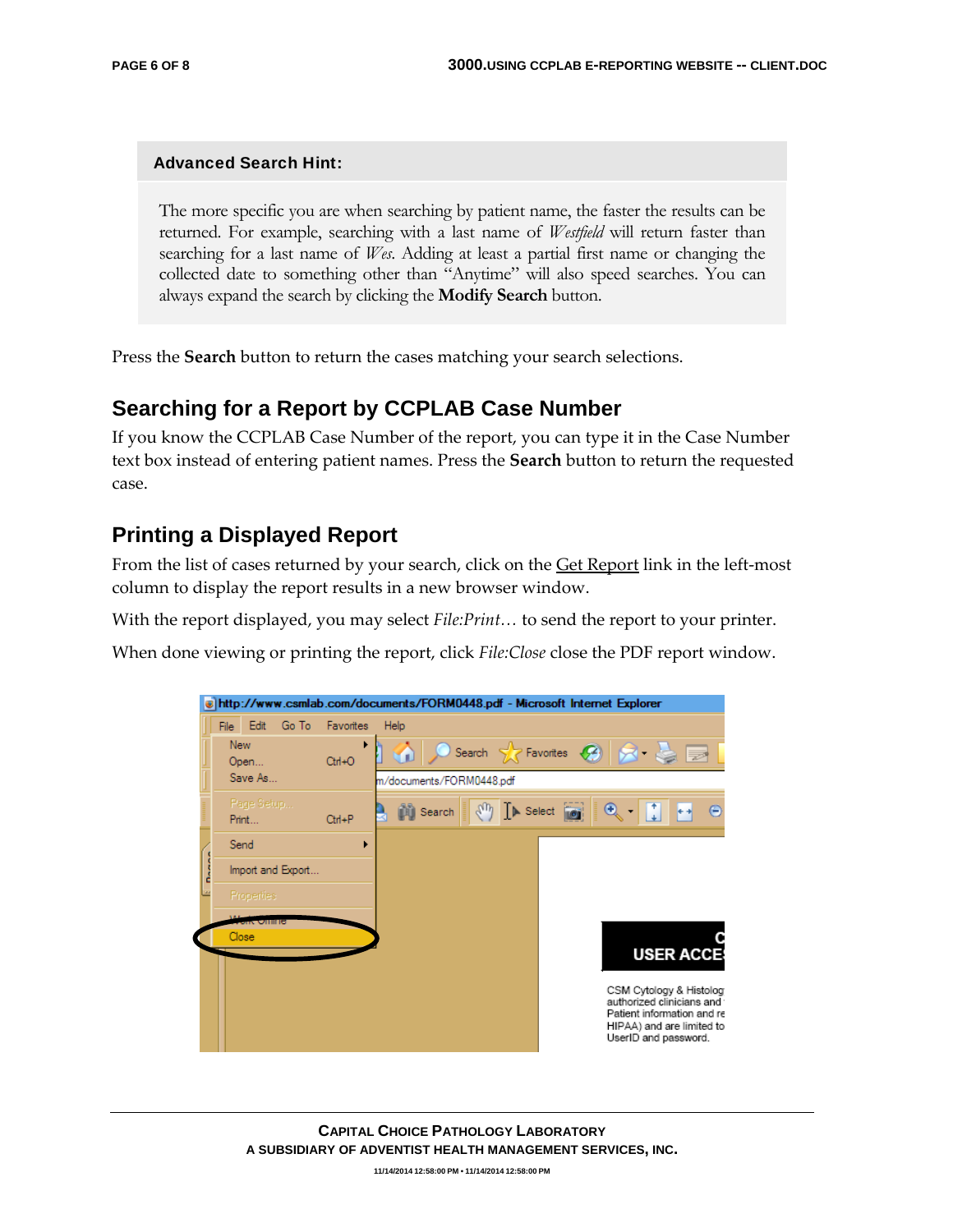**Advanced Search Hint:**

The more specific you are when searching by patient name, the faster the results can be returned. For example, searching with a last name of *Westfield* will return faster than searching for a last name of *Wes*. Adding at least a partial first name or changing the collected date to something other than "Anytime" will also speed searches. You can always expand the search by clicking the **Modify Search** button.

Press the **Search** button to return the cases matching your search selections.

## Searching for a Report by CCPLAB Case Number

If you know the CCPLAB Case Number of the report, you can type it in the Case Number text box instead of entering patient names. Press the **Search** button to return the requested case.

## Printing a Displayed Report

From the list of cases returned by your search, click on the Get Report link in the left-most column to display the report results in a new browser window.

With the report displayed, you may select *File:Print…* to send the report to your printer.

When done viewing or printing the report, click *File:Close* close the PDF report window.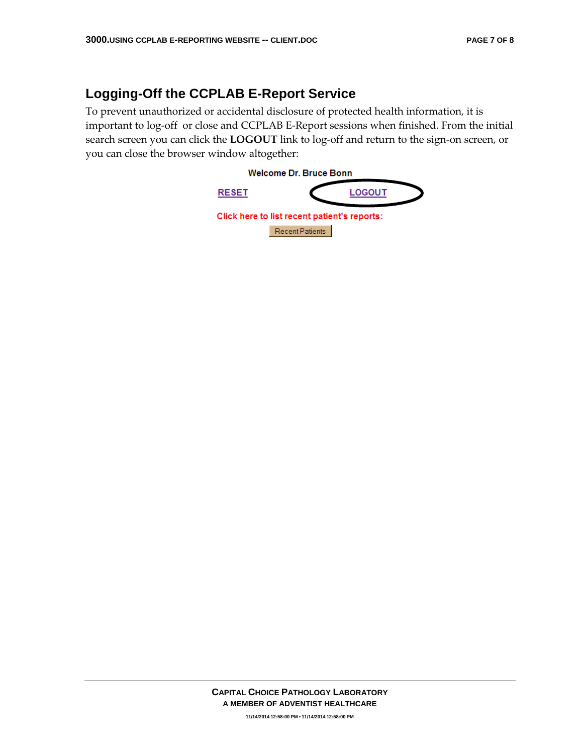## Logging-Off the CCPLAB E-Report Service

To prevent unauthorized or accidental disclosure of protected health information, it is important to log-off  or close and CCPLAB E-Report sessions when finished. From the initial search screen you can click the **LOGOUT** link to log-off and return to the sign-on screen, or you can close the browser window altogether:

Welcome Dr. Bruce Bonn

RESET    LOGOUT

Click here to list recent patient's reports:

Recent Patients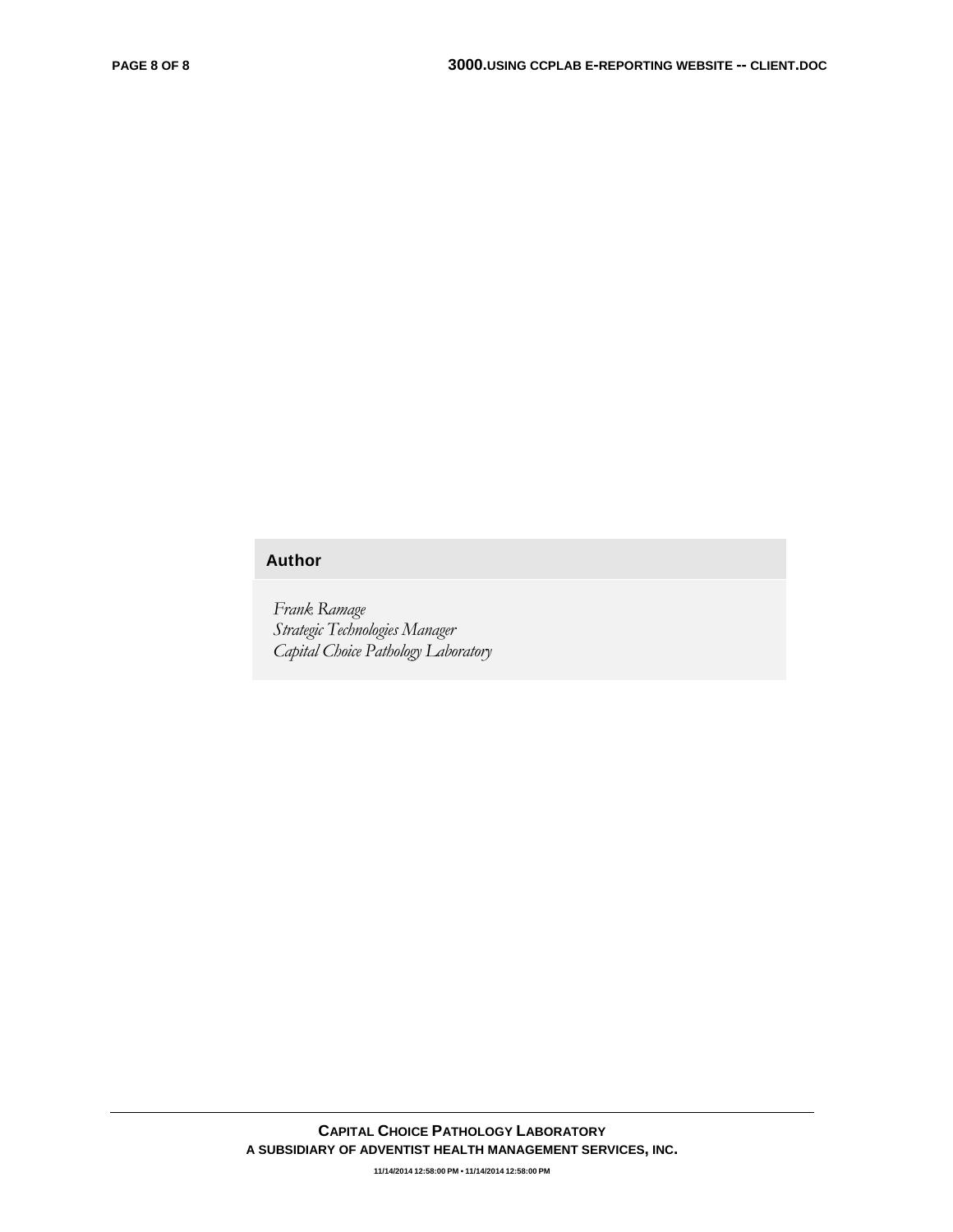## Author

*Frank Ramage*
*Strategic Technologies Manager*
*Capital Choice Pathology Laboratory*